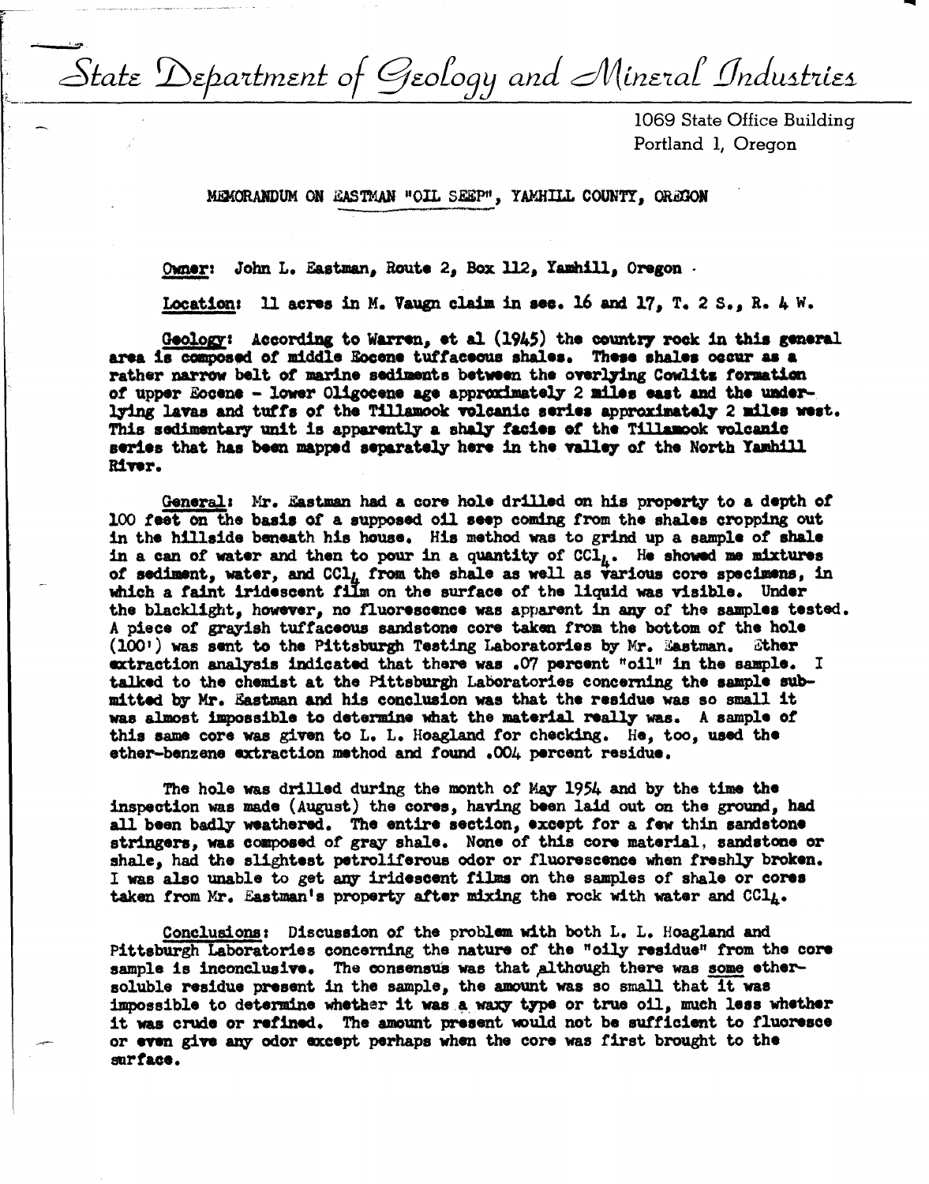# State Department of Geology and Mineral Industries

1069 State Office Building
Portland 1, Oregon

## MEMORANDUM ON EASTMAN "OIL SEEP", YAMHILL COUNTY, OREGON

Owner: John L. Eastman, Route 2, Box 112, Yamhill, Oregon ·

Location: 11 acres in M. Vaugn claim in sec. 16 and 17, T. 2 S., R. 4 W.

Geology: According to Warren, et al (1945) the country rock in this general area is composed of middle Eocene tuffaceous shales. These shales occur as a rather narrow belt of marine sediments between the overlying Cowlitz formation of upper Eocene - lower Oligocene age approximately 2 miles east and the underlying lavas and tuffs of the Tillamook volcanic series approximately 2 miles west. This sedimentary unit is apparently a shaly facies of the Tillamook volcanic series that has been mapped separately here in the valley of the North Yamhill River.

General: Mr. Eastman had a core hole drilled on his property to a depth of 100 feet on the basis of a supposed oil seep coming from the shales cropping out in the hillside beneath his house. His method was to grind up a sample of shale in a can of water and then to pour in a quantity of $CCl_4$. He showed me mixtures of sediment, water, and $CCl_4$ from the shale as well as various core specimens, in which a faint iridescent film on the surface of the liquid was visible. Under the blacklight, however, no fluorescence was apparent in any of the samples tested. A piece of grayish tuffaceous sandstone core taken from the bottom of the hole (100') was sent to the Pittsburgh Testing Laboratories by Mr. Eastman. Ether extraction analysis indicated that there was .07 percent "oil" in the sample. I talked to the chemist at the Pittsburgh Laboratories concerning the sample submitted by Mr. Eastman and his conclusion was that the residue was so small it was almost impossible to determine what the material really was. A sample of this same core was given to L. L. Hoagland for checking. He, too, used the ether-benzene extraction method and found .004 percent residue.

The hole was drilled during the month of May 1954 and by the time the inspection was made (August) the cores, having been laid out on the ground, had all been badly weathered. The entire section, except for a few thin sandstone stringers, was composed of gray shale. None of this core material, sandstone or shale, had the slightest petroliferous odor or fluorescence when freshly broken. I was also unable to get any iridescent films on the samples of shale or cores taken from Mr. Eastman's property after mixing the rock with water and $CCl_4$.

Conclusions: Discussion of the problem with both L. L. Hoagland and Pittsburgh Laboratories concerning the nature of the "oily residue" from the core sample is inconclusive. The consensus was that although there was some ether-soluble residue present in the sample, the amount was so small that it was impossible to determine whether it was a waxy type or true oil, much less whether it was crude or refined. The amount present would not be sufficient to fluoresce or even give any odor except perhaps when the core was first brought to the surface.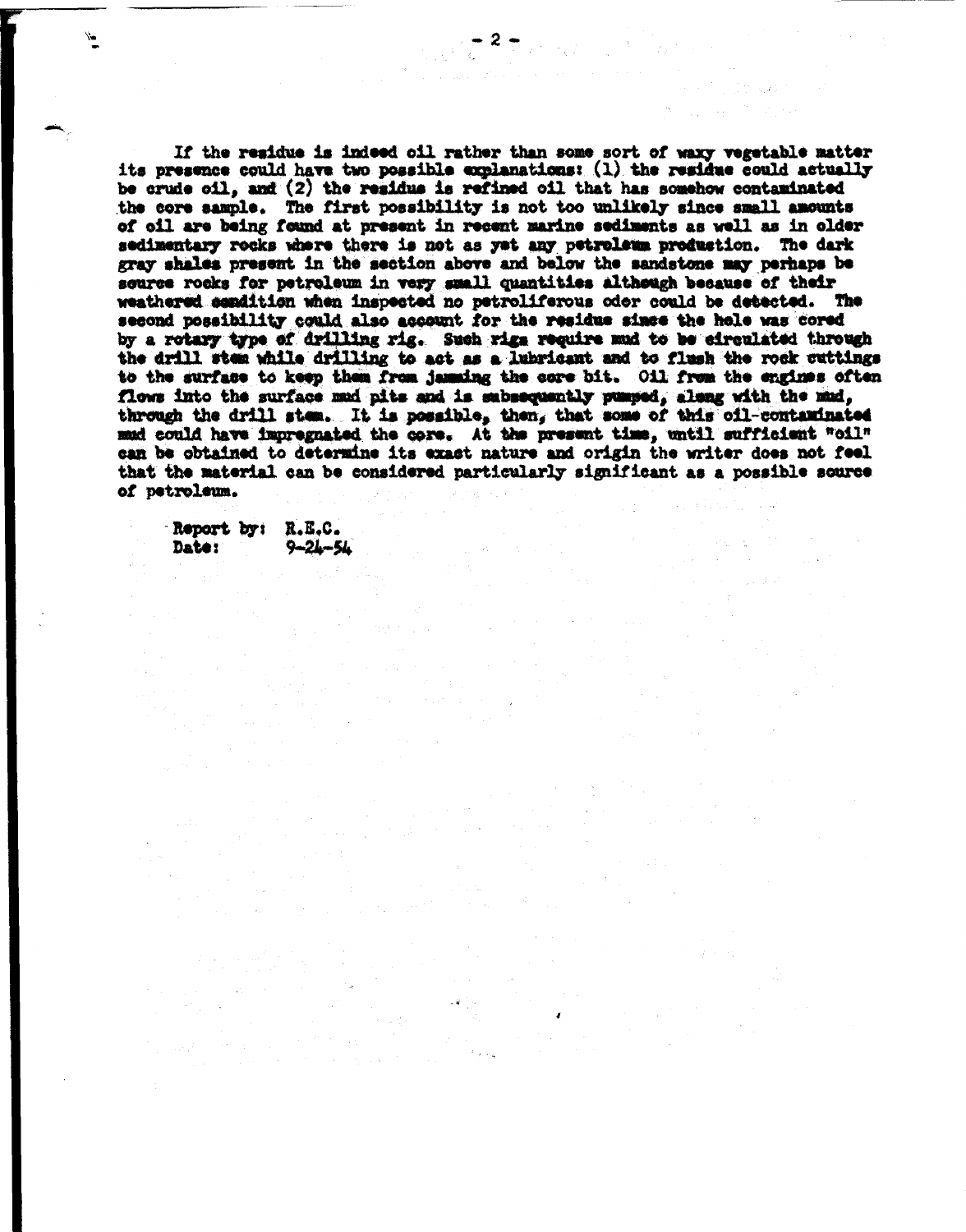If the residue is indeed oil rather than some sort of waxy vegetable matter its presence could have two possible explanations: (1) the residue could actually be crude oil, and (2) the residue is refined oil that has somehow contaminated the core sample. The first possibility is not too unlikely since small amounts of oil are being found at present in recent marine sediments as well as in older sedimentary rocks where there is not as yet any petroleum production. The dark gray shales present in the section above and below the sandstone may perhaps be source rocks for petroleum in very small quantities although because of their weathered condition when inspected no petroliferous odor could be detected. The second possibility could also account for the residue since the hole was cored by a rotary type of drilling rig. Such rigs require mud to be circulated through the drill stem while drilling to act as a lubricant and to flush the rock cuttings to the surface to keep them from jamming the core bit. Oil from the engines often flows into the surface mud pits and is subsequently pumped, along with the mud, through the drill stem. It is possible, then, that some of this oil-contaminated mud could have impregnated the core. At the present time, until sufficient "oil" can be obtained to determine its exact nature and origin the writer does not feel that the material can be considered particularly significant as a possible source of petroleum.

Report by: R.E.C.
Date: 9-24-54